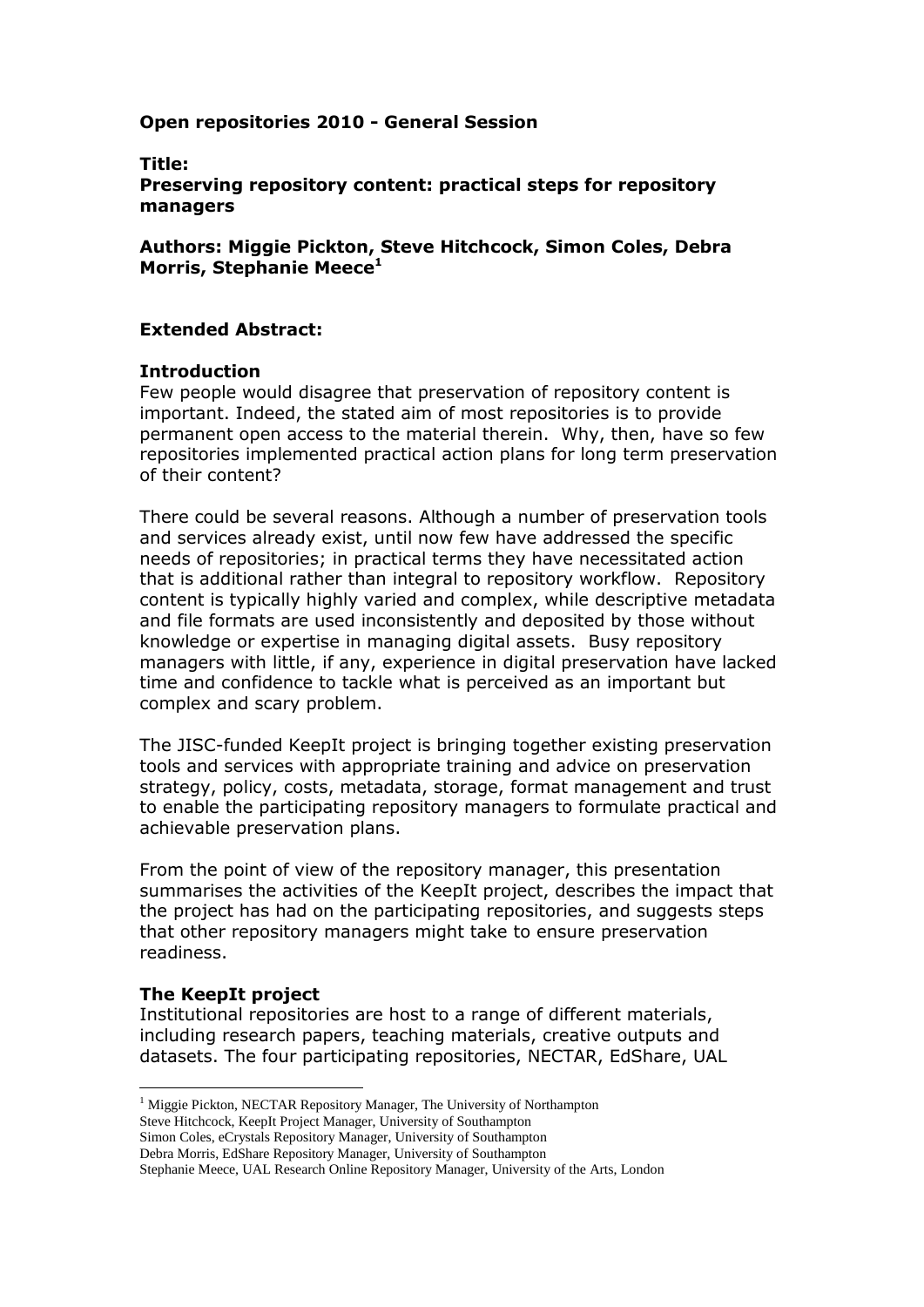**Open repositories 2010 - General Session**

**Title:**
**Preserving repository content: practical steps for repository managers**

**Authors: Miggie Pickton, Steve Hitchcock, Simon Coles, Debra Morris, Stephanie Meece[1]**

## Extended Abstract:

### Introduction

Few people would disagree that preservation of repository content is important. Indeed, the stated aim of most repositories is to provide permanent open access to the material therein. Why, then, have so few repositories implemented practical action plans for long term preservation of their content?

There could be several reasons. Although a number of preservation tools and services already exist, until now few have addressed the specific needs of repositories; in practical terms they have necessitated action that is additional rather than integral to repository workflow. Repository content is typically highly varied and complex, while descriptive metadata and file formats are used inconsistently and deposited by those without knowledge or expertise in managing digital assets. Busy repository managers with little, if any, experience in digital preservation have lacked time and confidence to tackle what is perceived as an important but complex and scary problem.

The JISC-funded KeepIt project is bringing together existing preservation tools and services with appropriate training and advice on preservation strategy, policy, costs, metadata, storage, format management and trust to enable the participating repository managers to formulate practical and achievable preservation plans.

From the point of view of the repository manager, this presentation summarises the activities of the KeepIt project, describes the impact that the project has had on the participating repositories, and suggests steps that other repository managers might take to ensure preservation readiness.

### The KeepIt project

Institutional repositories are host to a range of different materials, including research papers, teaching materials, creative outputs and datasets. The four participating repositories, NECTAR, EdShare, UAL

[1] Miggie Pickton, NECTAR Repository Manager, The University of Northampton
Steve Hitchcock, KeepIt Project Manager, University of Southampton
Simon Coles, eCrystals Repository Manager, University of Southampton
Debra Morris, EdShare Repository Manager, University of Southampton
Stephanie Meece, UAL Research Online Repository Manager, University of the Arts, London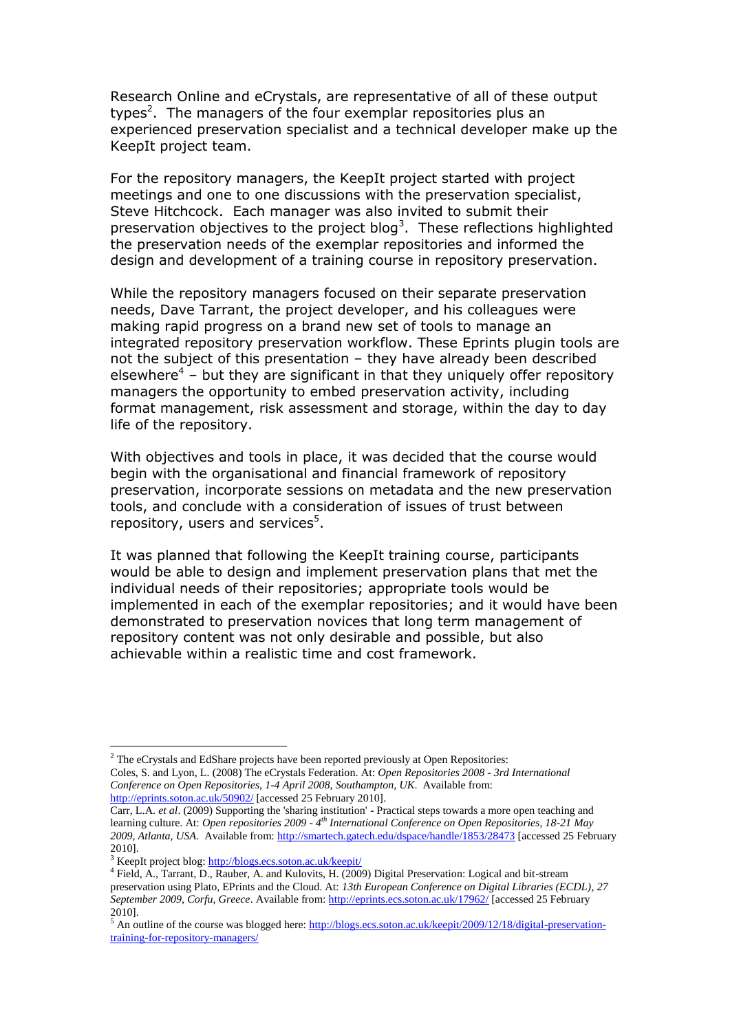Research Online and eCrystals, are representative of all of these output types[2]. The managers of the four exemplar repositories plus an experienced preservation specialist and a technical developer make up the KeepIt project team.

For the repository managers, the KeepIt project started with project meetings and one to one discussions with the preservation specialist, Steve Hitchcock. Each manager was also invited to submit their preservation objectives to the project blog[3]. These reflections highlighted the preservation needs of the exemplar repositories and informed the design and development of a training course in repository preservation.

While the repository managers focused on their separate preservation needs, Dave Tarrant, the project developer, and his colleagues were making rapid progress on a brand new set of tools to manage an integrated repository preservation workflow. These Eprints plugin tools are not the subject of this presentation – they have already been described elsewhere[4] – but they are significant in that they uniquely offer repository managers the opportunity to embed preservation activity, including format management, risk assessment and storage, within the day to day life of the repository.

With objectives and tools in place, it was decided that the course would begin with the organisational and financial framework of repository preservation, incorporate sessions on metadata and the new preservation tools, and conclude with a consideration of issues of trust between repository, users and services[5].

It was planned that following the KeepIt training course, participants would be able to design and implement preservation plans that met the individual needs of their repositories; appropriate tools would be implemented in each of the exemplar repositories; and it would have been demonstrated to preservation novices that long term management of repository content was not only desirable and possible, but also achievable within a realistic time and cost framework.

---

[2] The eCrystals and EdShare projects have been reported previously at Open Repositories:
Coles, S. and Lyon, L. (2008) The eCrystals Federation. At: *Open Repositories 2008 - 3rd International Conference on Open Repositories, 1-4 April 2008, Southampton, UK*. Available from: http://eprints.soton.ac.uk/50902/ [accessed 25 February 2010].
Carr, L.A. *et al*. (2009) Supporting the 'sharing institution' - Practical steps towards a more open teaching and learning culture. At: *Open repositories 2009 - 4th International Conference on Open Repositories, 18-21 May 2009, Atlanta, USA*. Available from: http://smartech.gatech.edu/dspace/handle/1853/28473 [accessed 25 February 2010].

[3] KeepIt project blog: http://blogs.ecs.soton.ac.uk/keepit/

[4] Field, A., Tarrant, D., Rauber, A. and Kulovits, H. (2009) Digital Preservation: Logical and bit-stream preservation using Plato, EPrints and the Cloud. At: *13th European Conference on Digital Libraries (ECDL), 27 September 2009, Corfu, Greece*. Available from: http://eprints.ecs.soton.ac.uk/17962/ [accessed 25 February 2010].

[5] An outline of the course was blogged here: http://blogs.ecs.soton.ac.uk/keepit/2009/12/18/digital-preservation-training-for-repository-managers/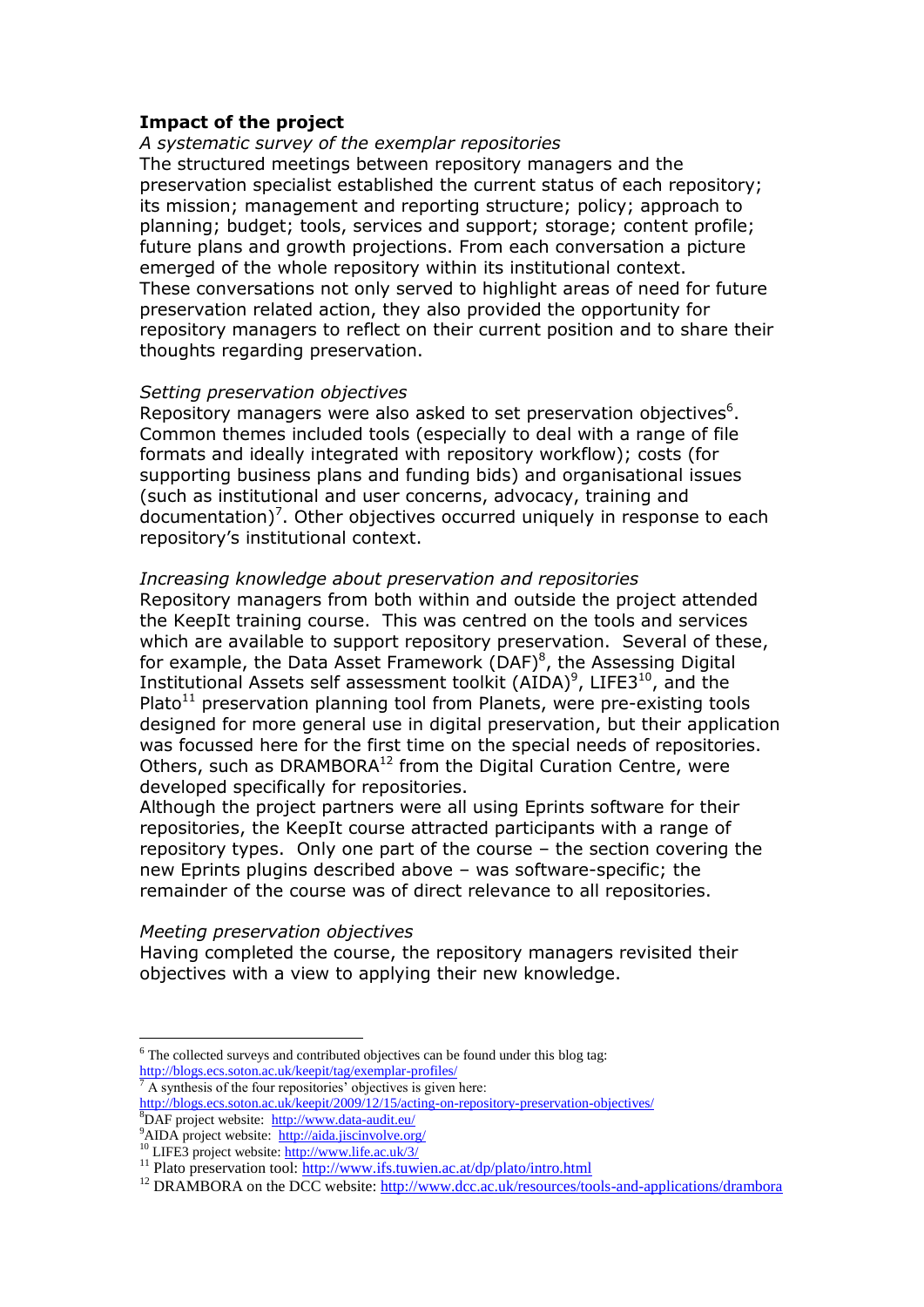**Impact of the project**

*A systematic survey of the exemplar repositories*

The structured meetings between repository managers and the preservation specialist established the current status of each repository; its mission; management and reporting structure; policy; approach to planning; budget; tools, services and support; storage; content profile; future plans and growth projections. From each conversation a picture emerged of the whole repository within its institutional context.
These conversations not only served to highlight areas of need for future preservation related action, they also provided the opportunity for repository managers to reflect on their current position and to share their thoughts regarding preservation.

*Setting preservation objectives*

Repository managers were also asked to set preservation objectives[6]. Common themes included tools (especially to deal with a range of file formats and ideally integrated with repository workflow); costs (for supporting business plans and funding bids) and organisational issues (such as institutional and user concerns, advocacy, training and documentation)[7]. Other objectives occurred uniquely in response to each repository's institutional context.

*Increasing knowledge about preservation and repositories*

Repository managers from both within and outside the project attended the KeepIt training course. This was centred on the tools and services which are available to support repository preservation. Several of these, for example, the Data Asset Framework (DAF)[8], the Assessing Digital Institutional Assets self assessment toolkit (AIDA)[9], LIFE3[10], and the Plato[11] preservation planning tool from Planets, were pre-existing tools designed for more general use in digital preservation, but their application was focussed here for the first time on the special needs of repositories. Others, such as DRAMBORA[12] from the Digital Curation Centre, were developed specifically for repositories.
Although the project partners were all using Eprints software for their repositories, the KeepIt course attracted participants with a range of repository types. Only one part of the course – the section covering the new Eprints plugins described above – was software-specific; the remainder of the course was of direct relevance to all repositories.

*Meeting preservation objectives*

Having completed the course, the repository managers revisited their objectives with a view to applying their new knowledge.

---

[6] The collected surveys and contributed objectives can be found under this blog tag: http://blogs.ecs.soton.ac.uk/keepit/tag/exemplar-profiles/

[7] A synthesis of the four repositories' objectives is given here: http://blogs.ecs.soton.ac.uk/keepit/2009/12/15/acting-on-repository-preservation-objectives/

[8] DAF project website: http://www.data-audit.eu/

[9] AIDA project website: http://aida.jiscinvolve.org/

[10] LIFE3 project website: http://www.life.ac.uk/3/

[11] Plato preservation tool: http://www.ifs.tuwien.ac.at/dp/plato/intro.html

[12] DRAMBORA on the DCC website: http://www.dcc.ac.uk/resources/tools-and-applications/drambora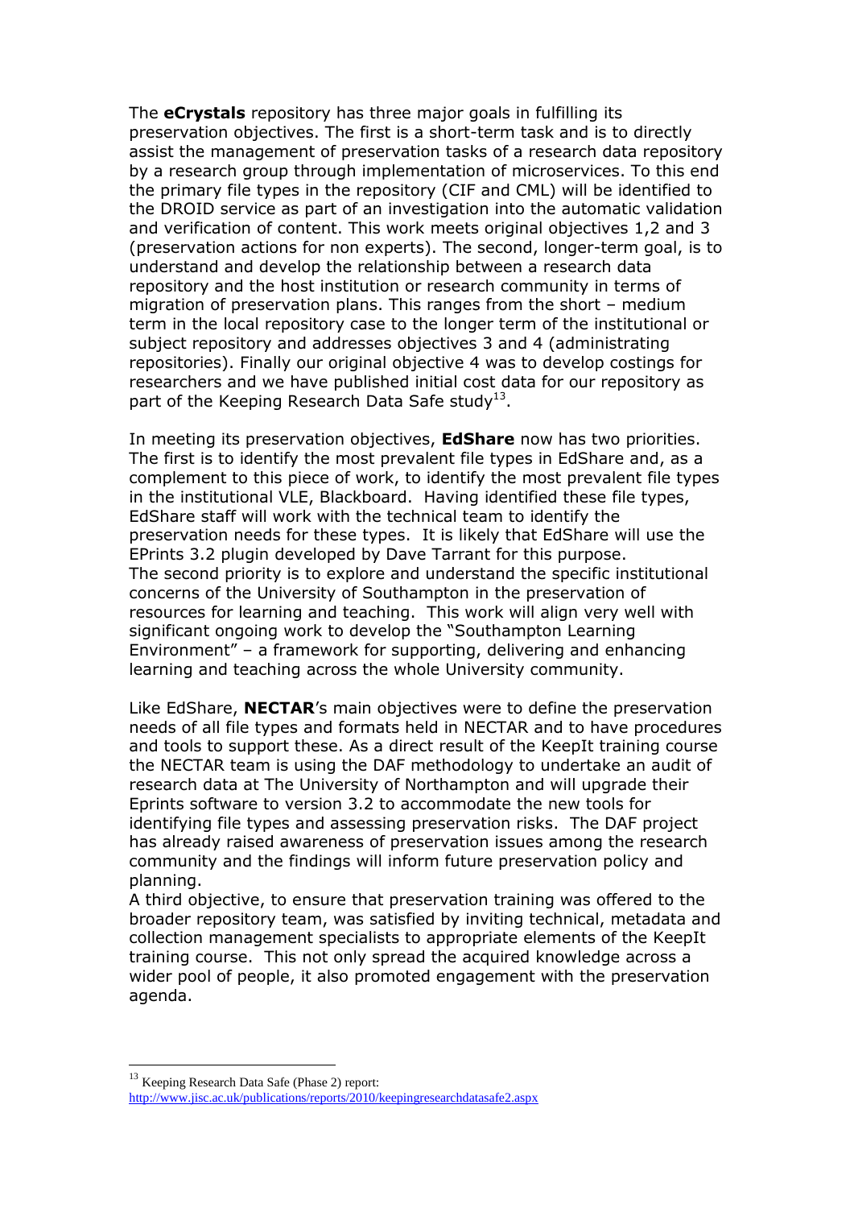The **eCrystals** repository has three major goals in fulfilling its preservation objectives. The first is a short-term task and is to directly assist the management of preservation tasks of a research data repository by a research group through implementation of microservices. To this end the primary file types in the repository (CIF and CML) will be identified to the DROID service as part of an investigation into the automatic validation and verification of content. This work meets original objectives 1,2 and 3 (preservation actions for non experts). The second, longer-term goal, is to understand and develop the relationship between a research data repository and the host institution or research community in terms of migration of preservation plans. This ranges from the short – medium term in the local repository case to the longer term of the institutional or subject repository and addresses objectives 3 and 4 (administrating repositories). Finally our original objective 4 was to develop costings for researchers and we have published initial cost data for our repository as part of the Keeping Research Data Safe study[13].

In meeting its preservation objectives, **EdShare** now has two priorities. The first is to identify the most prevalent file types in EdShare and, as a complement to this piece of work, to identify the most prevalent file types in the institutional VLE, Blackboard. Having identified these file types, EdShare staff will work with the technical team to identify the preservation needs for these types. It is likely that EdShare will use the EPrints 3.2 plugin developed by Dave Tarrant for this purpose.
The second priority is to explore and understand the specific institutional concerns of the University of Southampton in the preservation of resources for learning and teaching. This work will align very well with significant ongoing work to develop the "Southampton Learning Environment" – a framework for supporting, delivering and enhancing learning and teaching across the whole University community.

Like EdShare, **NECTAR**'s main objectives were to define the preservation needs of all file types and formats held in NECTAR and to have procedures and tools to support these. As a direct result of the KeepIt training course the NECTAR team is using the DAF methodology to undertake an audit of research data at The University of Northampton and will upgrade their Eprints software to version 3.2 to accommodate the new tools for identifying file types and assessing preservation risks. The DAF project has already raised awareness of preservation issues among the research community and the findings will inform future preservation policy and planning.
A third objective, to ensure that preservation training was offered to the broader repository team, was satisfied by inviting technical, metadata and collection management specialists to appropriate elements of the KeepIt training course. This not only spread the acquired knowledge across a wider pool of people, it also promoted engagement with the preservation agenda.

---

[13] Keeping Research Data Safe (Phase 2) report:
http://www.jisc.ac.uk/publications/reports/2010/keepingresearchdatasafe2.aspx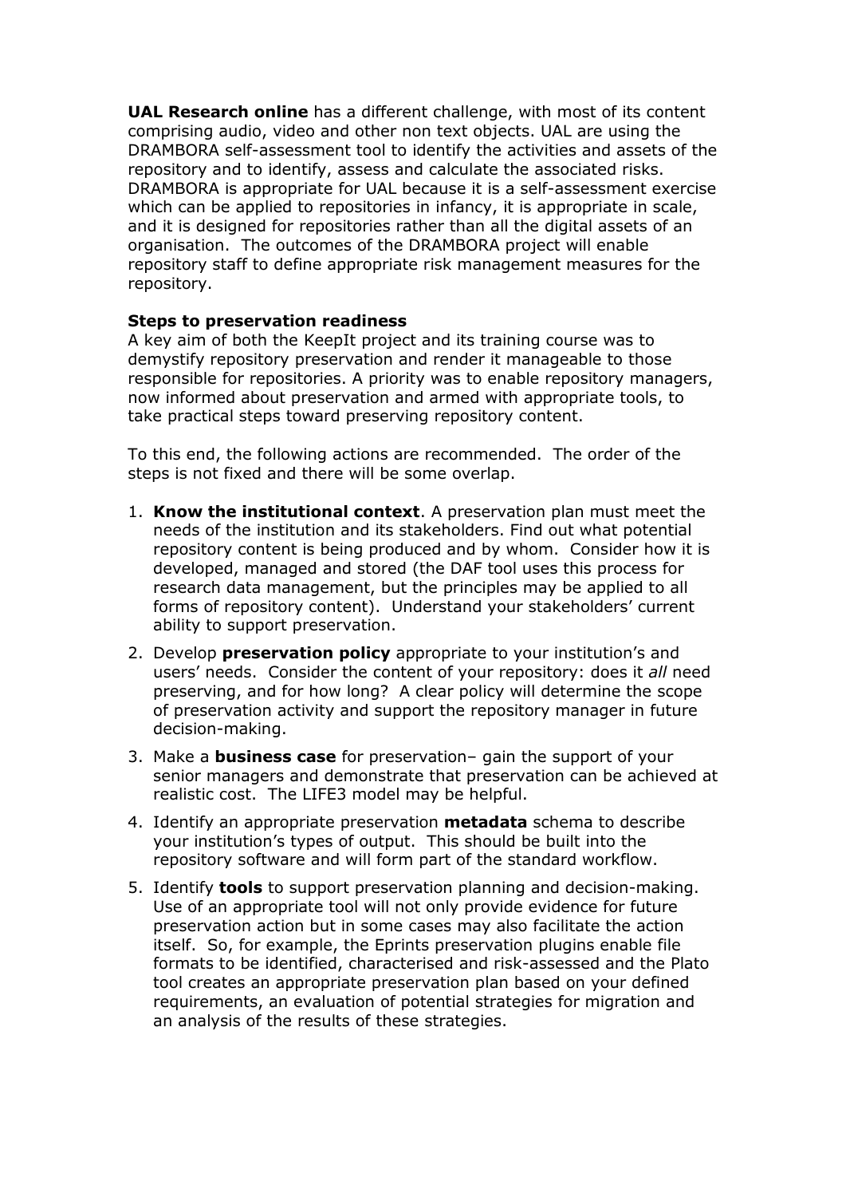**UAL Research online** has a different challenge, with most of its content comprising audio, video and other non text objects. UAL are using the DRAMBORA self-assessment tool to identify the activities and assets of the repository and to identify, assess and calculate the associated risks. DRAMBORA is appropriate for UAL because it is a self-assessment exercise which can be applied to repositories in infancy, it is appropriate in scale, and it is designed for repositories rather than all the digital assets of an organisation. The outcomes of the DRAMBORA project will enable repository staff to define appropriate risk management measures for the repository.

**Steps to preservation readiness**

A key aim of both the KeepIt project and its training course was to demystify repository preservation and render it manageable to those responsible for repositories. A priority was to enable repository managers, now informed about preservation and armed with appropriate tools, to take practical steps toward preserving repository content.

To this end, the following actions are recommended. The order of the steps is not fixed and there will be some overlap.

1. **Know the institutional context**. A preservation plan must meet the needs of the institution and its stakeholders. Find out what potential repository content is being produced and by whom. Consider how it is developed, managed and stored (the DAF tool uses this process for research data management, but the principles may be applied to all forms of repository content). Understand your stakeholders' current ability to support preservation.
2. Develop **preservation policy** appropriate to your institution's and users' needs. Consider the content of your repository: does it *all* need preserving, and for how long? A clear policy will determine the scope of preservation activity and support the repository manager in future decision-making.
3. Make a **business case** for preservation– gain the support of your senior managers and demonstrate that preservation can be achieved at realistic cost. The LIFE3 model may be helpful.
4. Identify an appropriate preservation **metadata** schema to describe your institution's types of output. This should be built into the repository software and will form part of the standard workflow.
5. Identify **tools** to support preservation planning and decision-making. Use of an appropriate tool will not only provide evidence for future preservation action but in some cases may also facilitate the action itself. So, for example, the Eprints preservation plugins enable file formats to be identified, characterised and risk-assessed and the Plato tool creates an appropriate preservation plan based on your defined requirements, an evaluation of potential strategies for migration and an analysis of the results of these strategies.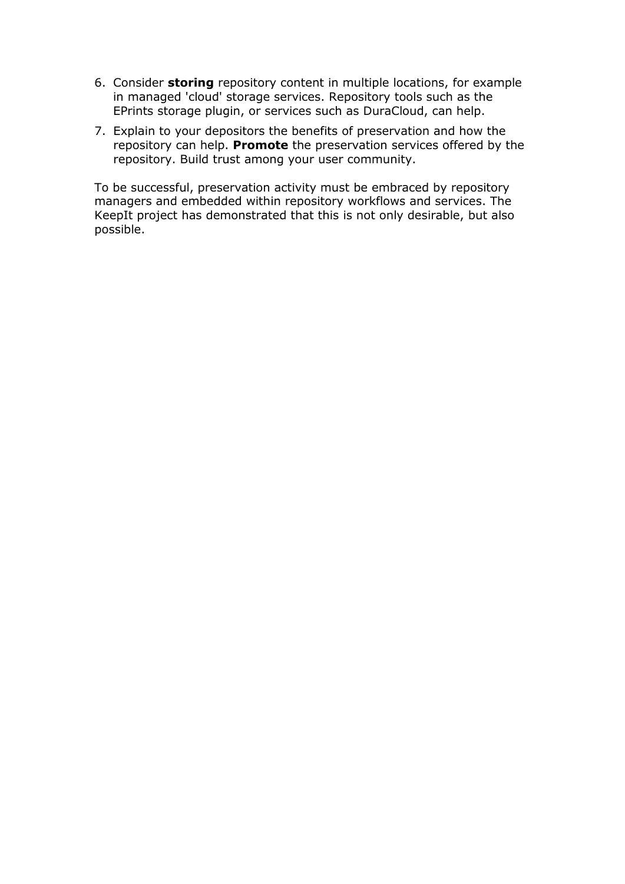6. Consider **storing** repository content in multiple locations, for example in managed 'cloud' storage services. Repository tools such as the EPrints storage plugin, or services such as DuraCloud, can help.
7. Explain to your depositors the benefits of preservation and how the repository can help. **Promote** the preservation services offered by the repository. Build trust among your user community.

To be successful, preservation activity must be embraced by repository managers and embedded within repository workflows and services. The KeepIt project has demonstrated that this is not only desirable, but also possible.